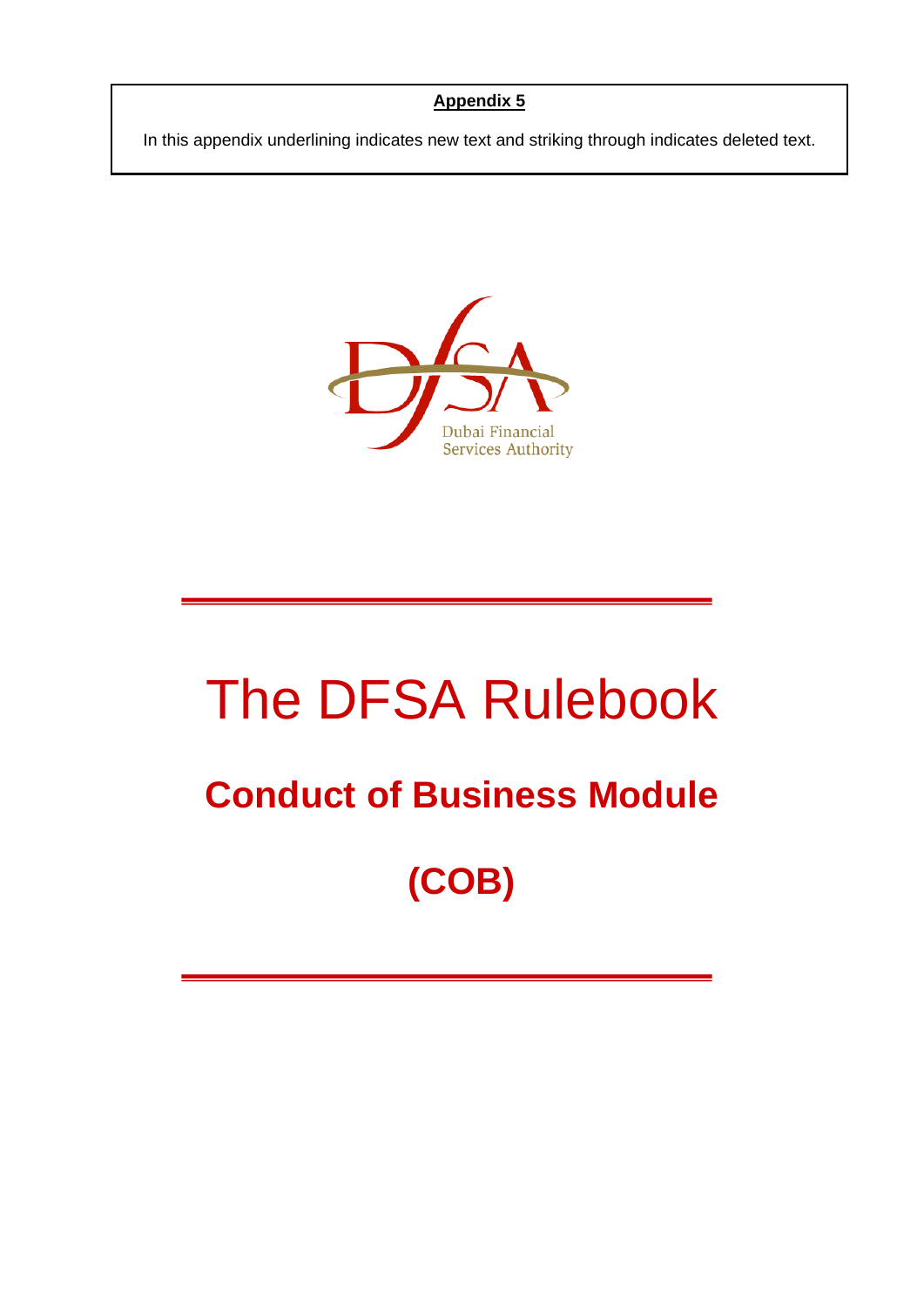**Appendix 5**

In this appendix underlining indicates new text and striking through indicates deleted text.

Dubai Financial Services Authority

# The DFSA Rulebook

## Conduct of Business Module

## (COB)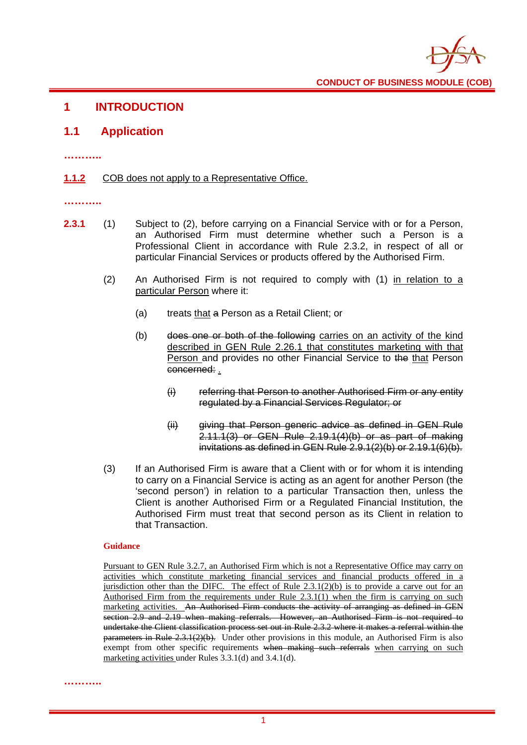# 1 INTRODUCTION

## 1.1 Application

………..

<u>**1.1.2**</u> <u>COB does not apply to a Representative Office.</u>

………..

**2.3.1** (1) Subject to (2), before carrying on a Financial Service with or for a Person, an Authorised Firm must determine whether such a Person is a Professional Client in accordance with Rule 2.3.2, in respect of all or particular Financial Services or products offered by the Authorised Firm.

(2) An Authorised Firm is not required to comply with (1) <u>in relation to a particular Person</u> where it:

(a) treats <u>that</u> ~~a~~ Person as a Retail Client; or

(b) ~~does one or both of the following~~ <u>carries on an activity of the kind described in GEN Rule 2.26.1 that constitutes marketing with that Person</u> and provides no other Financial Service to ~~the~~ <u>that</u> Person ~~concerned:~~ <u>.</u>

~~(i) referring that Person to another Authorised Firm or any entity regulated by a Financial Services Regulator; or~~

~~(ii) giving that Person generic advice as defined in GEN Rule 2.11.1(3) or GEN Rule 2.19.1(4)(b) or as part of making invitations as defined in GEN Rule 2.9.1(2)(b) or 2.19.1(6)(b).~~

(3) If an Authorised Firm is aware that a Client with or for whom it is intending to carry on a Financial Service is acting as an agent for another Person (the 'second person') in relation to a particular Transaction then, unless the Client is another Authorised Firm or a Regulated Financial Institution, the Authorised Firm must treat that second person as its Client in relation to that Transaction.

**Guidance**

<u>Pursuant to GEN Rule 3.2.7, an Authorised Firm which is not a Representative Office may carry on activities which constitute marketing financial services and financial products offered in a jurisdiction other than the DIFC. The effect of Rule 2.3.1(2)(b) is to provide a carve out for an Authorised Firm from the requirements under Rule 2.3.1(1) when the firm is carrying on such marketing activities.</u> ~~An Authorised Firm conducts the activity of arranging as defined in GEN section 2.9 and 2.19 when making referrals. However, an Authorised Firm is not required to undertake the Client classification process set out in Rule 2.3.2 where it makes a referral within the parameters in Rule 2.3.1(2)(b).~~ Under other provisions in this module, an Authorised Firm is also exempt from other specific requirements ~~when making such referrals~~ <u>when carrying on such marketing activities</u> under Rules 3.3.1(d) and 3.4.1(d).

………..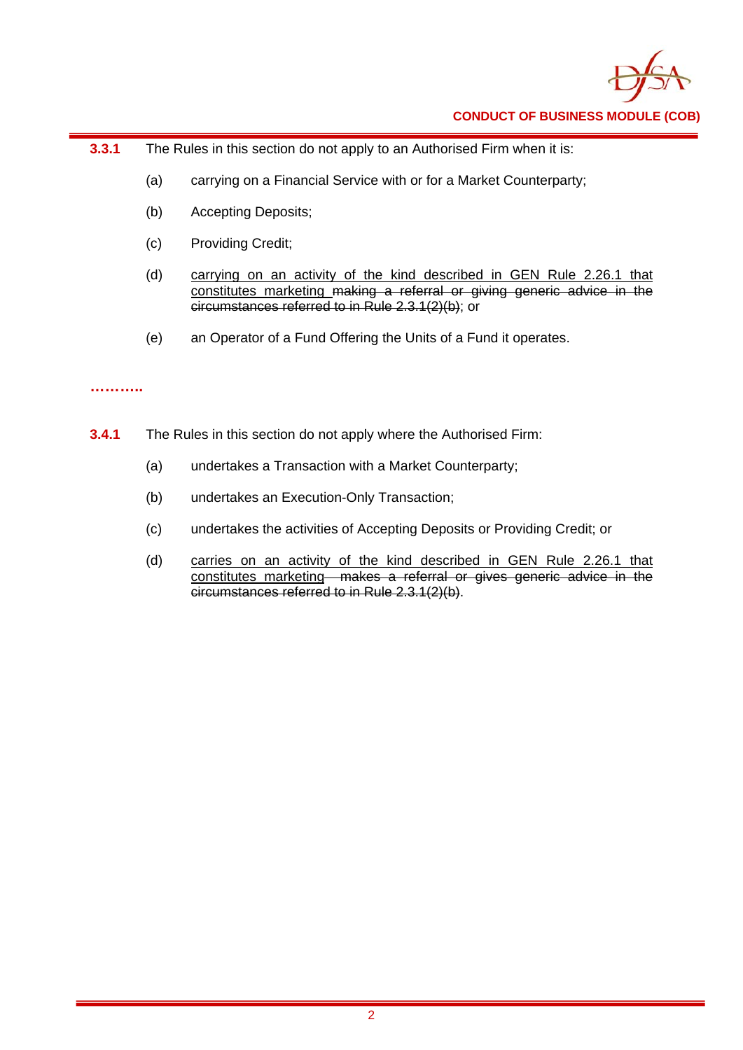**3.3.1** The Rules in this section do not apply to an Authorised Firm when it is:

(a) carrying on a Financial Service with or for a Market Counterparty;

(b) Accepting Deposits;

(c) Providing Credit;

(d) <u>carrying on an activity of the kind described in GEN Rule 2.26.1 that constitutes marketing</u> ~~making a referral or giving generic advice in the circumstances referred to in Rule 2.3.1(2)(b)~~; or

(e) an Operator of a Fund Offering the Units of a Fund it operates.

**………..**

**3.4.1** The Rules in this section do not apply where the Authorised Firm:

(a) undertakes a Transaction with a Market Counterparty;

(b) undertakes an Execution-Only Transaction;

(c) undertakes the activities of Accepting Deposits or Providing Credit; or

(d) <u>carries on an activity of the kind described in GEN Rule 2.26.1 that constitutes marketing</u> ~~makes a referral or gives generic advice in the circumstances referred to in Rule 2.3.1(2)(b)~~.